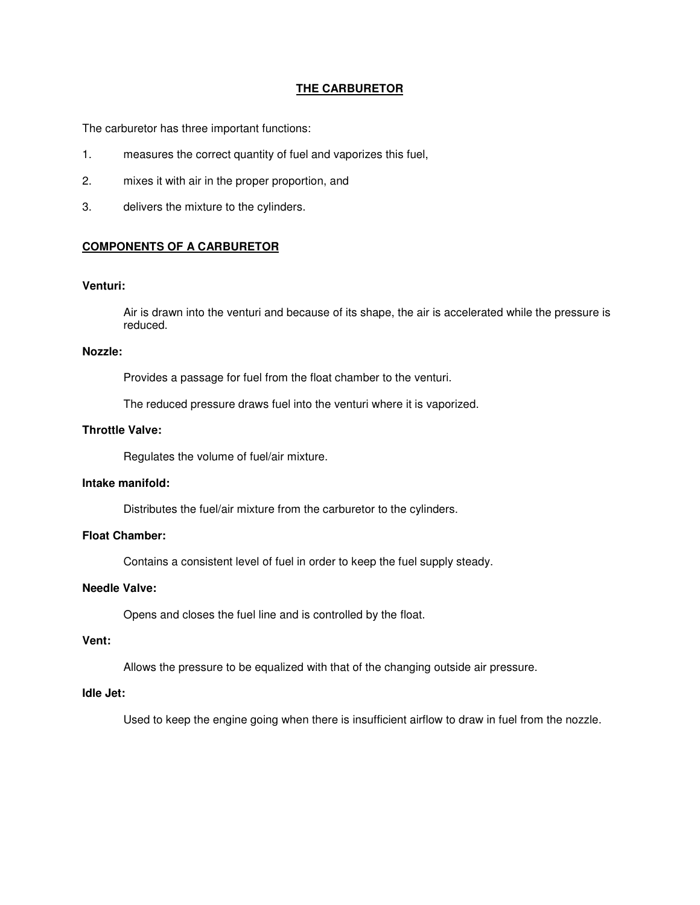# THE CARBURETOR

The carburetor has three important functions:

1. measures the correct quantity of fuel and vaporizes this fuel,
2. mixes it with air in the proper proportion, and
3. delivers the mixture to the cylinders.

## COMPONENTS OF A CARBURETOR

**Venturi:**

Air is drawn into the venturi and because of its shape, the air is accelerated while the pressure is reduced.

**Nozzle:**

Provides a passage for fuel from the float chamber to the venturi.

The reduced pressure draws fuel into the venturi where it is vaporized.

**Throttle Valve:**

Regulates the volume of fuel/air mixture.

**Intake manifold:**

Distributes the fuel/air mixture from the carburetor to the cylinders.

**Float Chamber:**

Contains a consistent level of fuel in order to keep the fuel supply steady.

**Needle Valve:**

Opens and closes the fuel line and is controlled by the float.

**Vent:**

Allows the pressure to be equalized with that of the changing outside air pressure.

**Idle Jet:**

Used to keep the engine going when there is insufficient airflow to draw in fuel from the nozzle.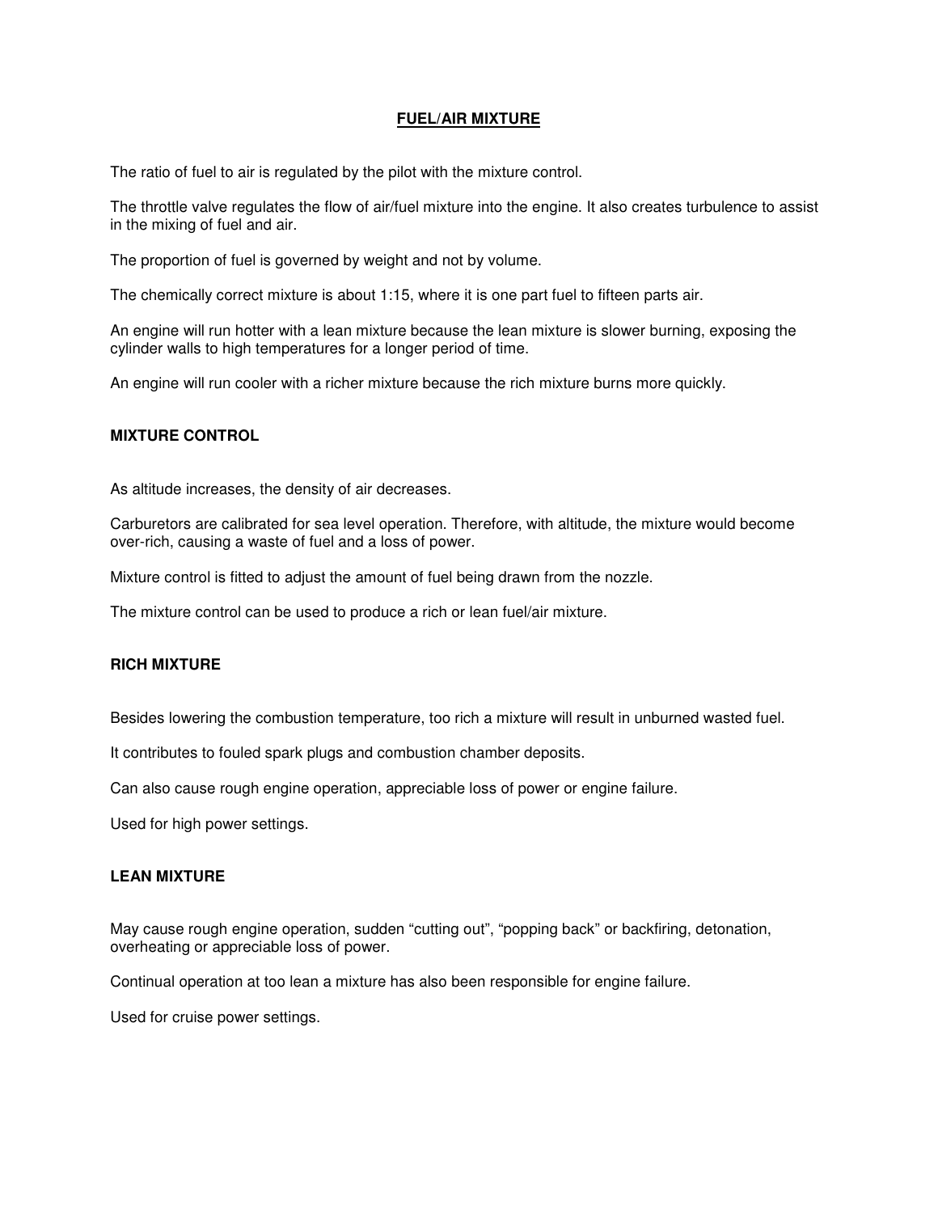# FUEL/AIR MIXTURE

The ratio of fuel to air is regulated by the pilot with the mixture control.

The throttle valve regulates the flow of air/fuel mixture into the engine. It also creates turbulence to assist in the mixing of fuel and air.

The proportion of fuel is governed by weight and not by volume.

The chemically correct mixture is about 1:15, where it is one part fuel to fifteen parts air.

An engine will run hotter with a lean mixture because the lean mixture is slower burning, exposing the cylinder walls to high temperatures for a longer period of time.

An engine will run cooler with a richer mixture because the rich mixture burns more quickly.

## MIXTURE CONTROL

As altitude increases, the density of air decreases.

Carburetors are calibrated for sea level operation. Therefore, with altitude, the mixture would become over-rich, causing a waste of fuel and a loss of power.

Mixture control is fitted to adjust the amount of fuel being drawn from the nozzle.

The mixture control can be used to produce a rich or lean fuel/air mixture.

## RICH MIXTURE

Besides lowering the combustion temperature, too rich a mixture will result in unburned wasted fuel.

It contributes to fouled spark plugs and combustion chamber deposits.

Can also cause rough engine operation, appreciable loss of power or engine failure.

Used for high power settings.

## LEAN MIXTURE

May cause rough engine operation, sudden "cutting out", "popping back" or backfiring, detonation, overheating or appreciable loss of power.

Continual operation at too lean a mixture has also been responsible for engine failure.

Used for cruise power settings.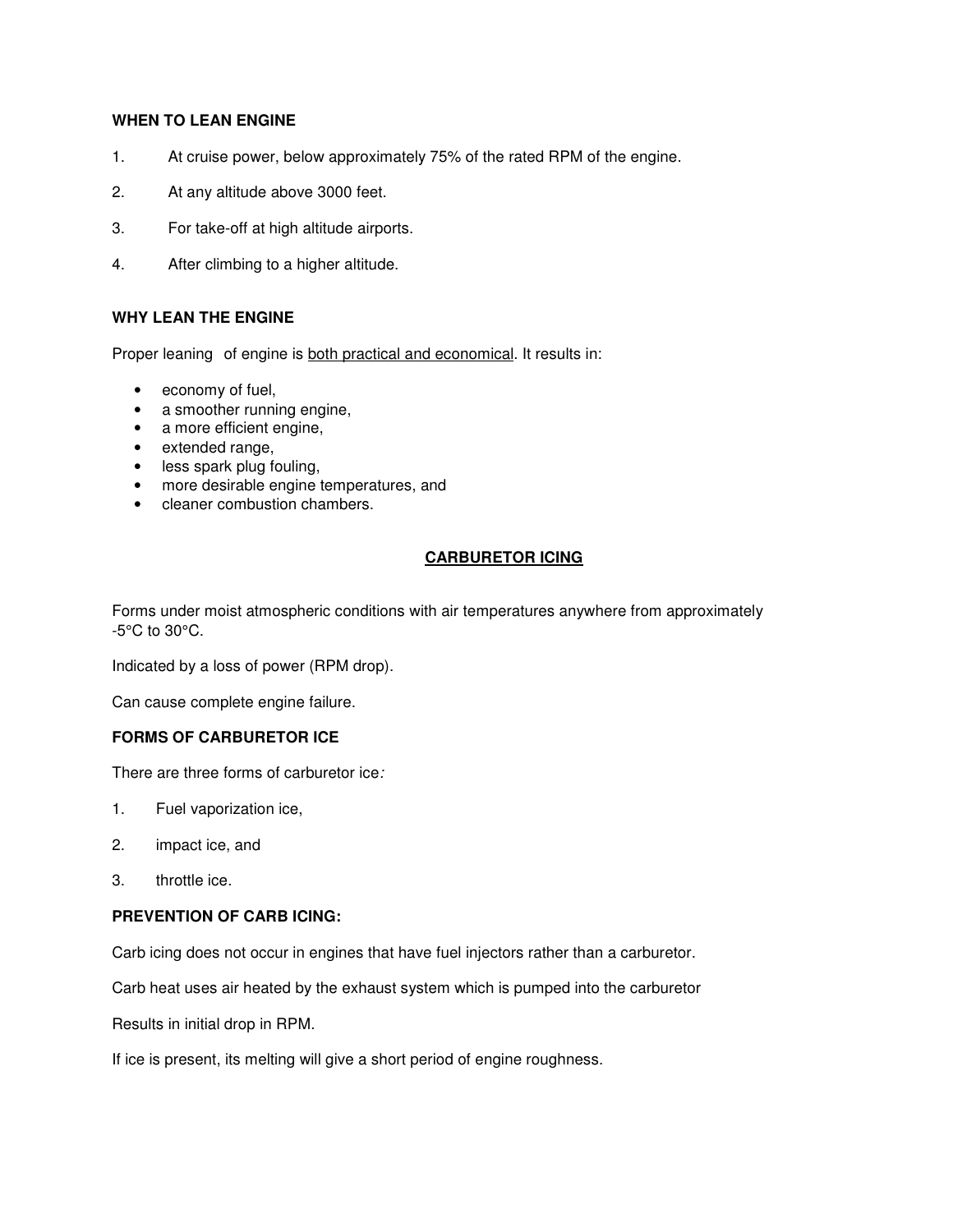**WHEN TO LEAN ENGINE**

1. At cruise power, below approximately 75% of the rated RPM of the engine.

2. At any altitude above 3000 feet.

3. For take-off at high altitude airports.

4. After climbing to a higher altitude.

**WHY LEAN THE ENGINE**

Proper leaning of engine is <u>both practical and economical</u>. It results in:

- economy of fuel,
- a smoother running engine,
- a more efficient engine,
- extended range,
- less spark plug fouling,
- more desirable engine temperatures, and
- cleaner combustion chambers.

## <u>CARBURETOR ICING</u>

Forms under moist atmospheric conditions with air temperatures anywhere from approximately -5°C to 30°C.

Indicated by a loss of power (RPM drop).

Can cause complete engine failure.

**FORMS OF CARBURETOR ICE**

There are three forms of carburetor ice*:*

1. Fuel vaporization ice,

2. impact ice, and

3. throttle ice.

**PREVENTION OF CARB ICING:**

Carb icing does not occur in engines that have fuel injectors rather than a carburetor.

Carb heat uses air heated by the exhaust system which is pumped into the carburetor

Results in initial drop in RPM.

If ice is present, its melting will give a short period of engine roughness.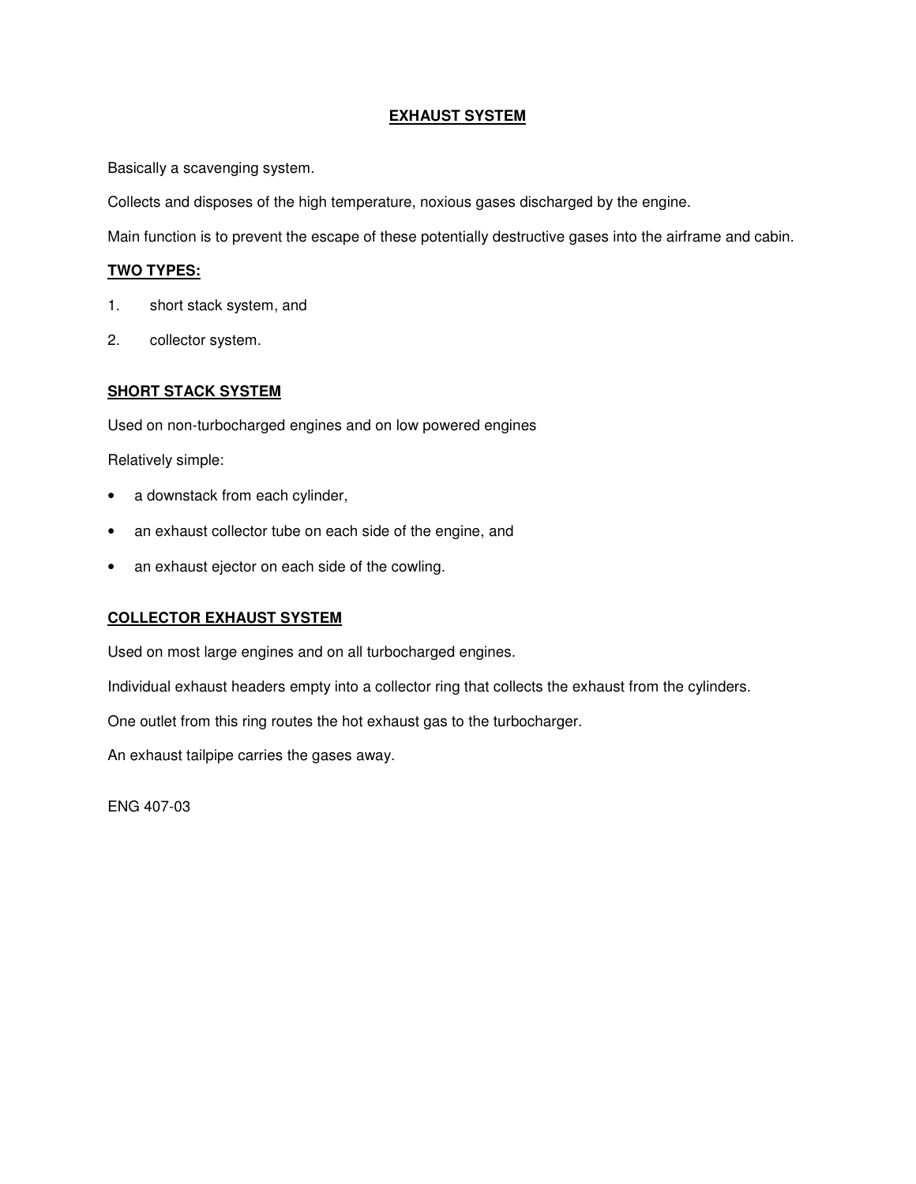# EXHAUST SYSTEM

Basically a scavenging system.

Collects and disposes of the high temperature, noxious gases discharged by the engine.

Main function is to prevent the escape of these potentially destructive gases into the airframe and cabin.

## TWO TYPES:

1. short stack system, and
2. collector system.

## SHORT STACK SYSTEM

Used on non-turbocharged engines and on low powered engines

Relatively simple:

- a downstack from each cylinder,
- an exhaust collector tube on each side of the engine, and
- an exhaust ejector on each side of the cowling.

## COLLECTOR EXHAUST SYSTEM

Used on most large engines and on all turbocharged engines.

Individual exhaust headers empty into a collector ring that collects the exhaust from the cylinders.

One outlet from this ring routes the hot exhaust gas to the turbocharger.

An exhaust tailpipe carries the gases away.

ENG 407-03